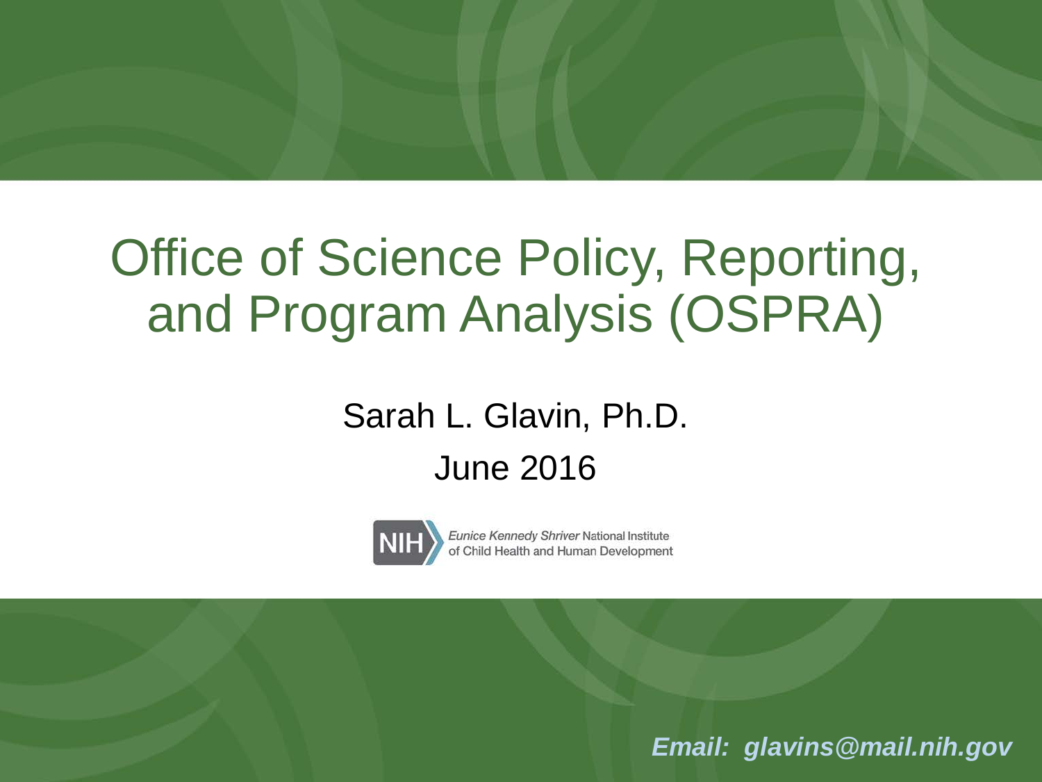# Office of Science Policy, Reporting, and Program Analysis (OSPRA)

Sarah L. Glavin, Ph.D.

June 2016

NIH *Eunice Kennedy Shriver* National Institute of Child Health and Human Development

***Email: glavins@mail.nih.gov***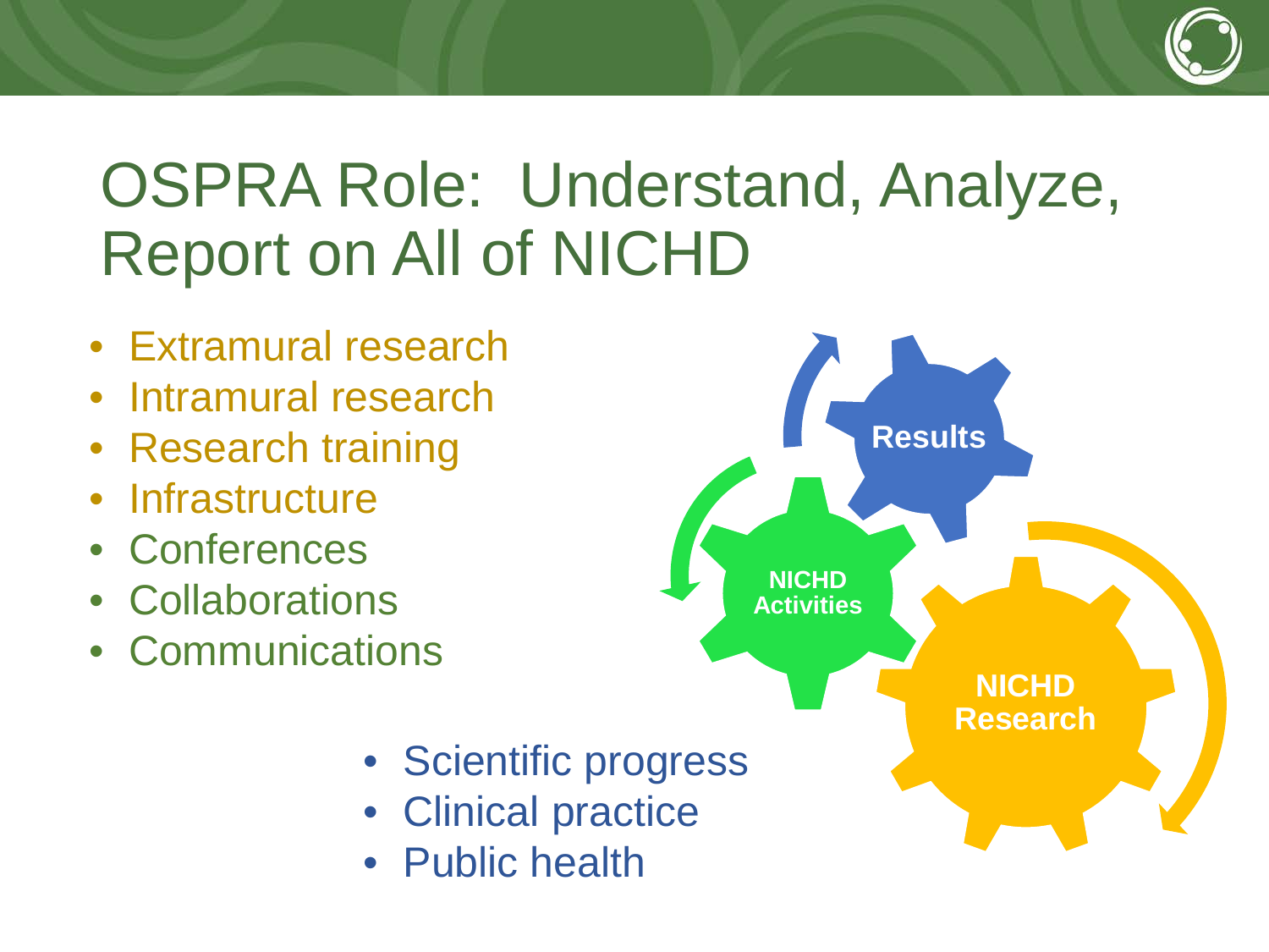# OSPRA Role: Understand, Analyze, Report on All of NICHD

- Extramural research
- Intramural research
- Research training
- Infrastructure
- Conferences
- Collaborations
- Communications

Results

NICHD Activities

NICHD Research

- Scientific progress
- Clinical practice
- Public health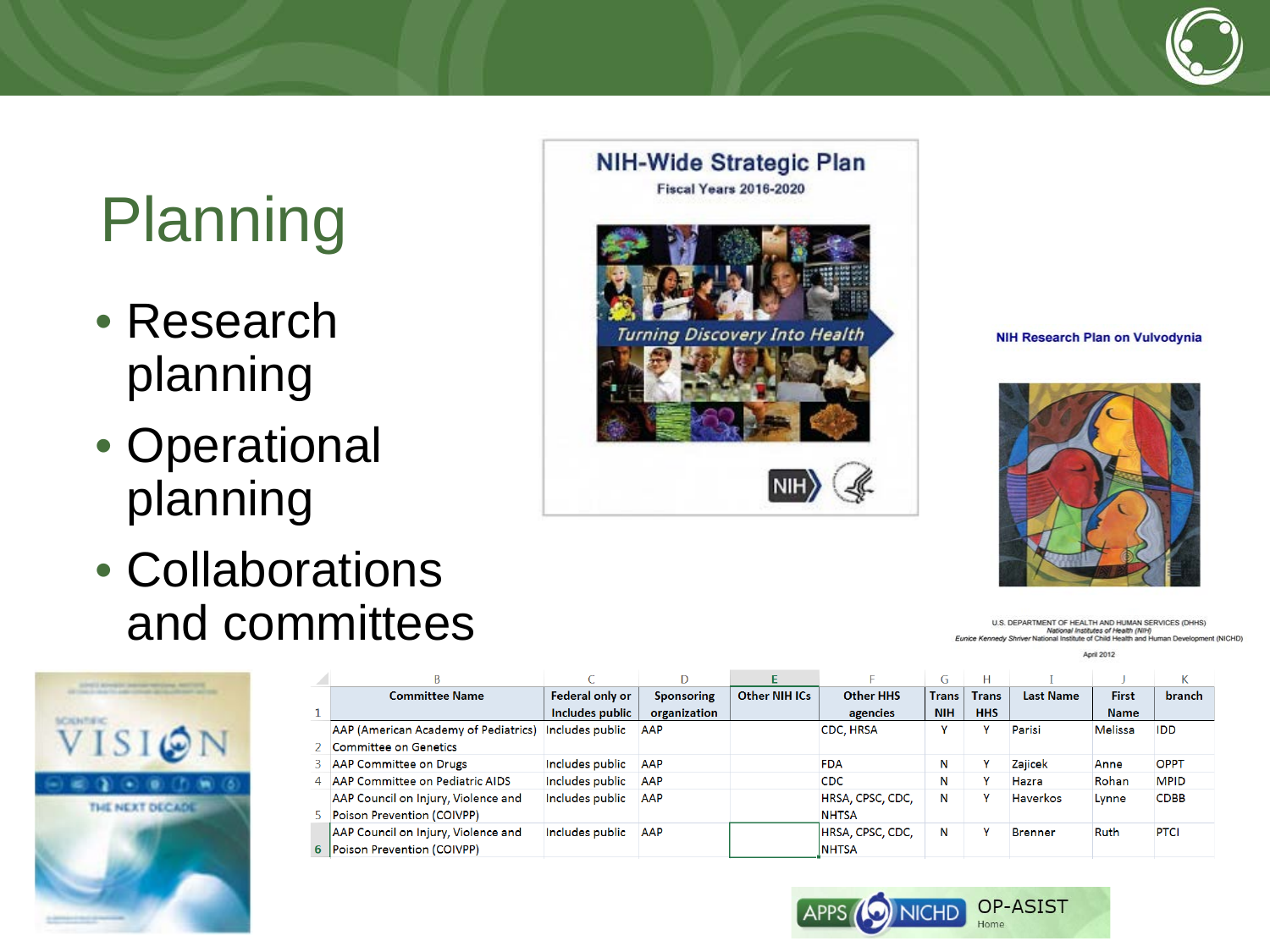# Planning

- Research planning
- Operational planning
- Collaborations and committees

NIH-Wide Strategic Plan
Fiscal Years 2016-2020

*Turning Discovery Into Health*

NIH Research Plan on Vulvodynia

U.S. DEPARTMENT OF HEALTH AND HUMAN SERVICES (DHHS)
*National Institutes of Health (NIH)*
*Eunice Kennedy Shriver* National Institute of Child Health and Human Development (NICHD)

April 2012

SCIENTIFIC VISION
THE NEXT DECADE

| | B | C | D | E | F | G | H | I | J | K |
|---|---|---|---|---|---|---|---|---|---|---|
| 1 | Committee Name | Federal only or Includes public | Sponsoring organization | Other NIH ICs | Other HHS agencies | Trans NIH | Trans HHS | Last Name | First Name | branch |
| 2 | AAP (American Academy of Pediatrics) Committee on Genetics | Includes public | AAP | | CDC, HRSA | Y | Y | Parisi | Melissa | IDD |
| 3 | AAP Committee on Drugs | Includes public | AAP | | FDA | N | Y | Zajicek | Anne | OPPT |
| 4 | AAP Committee on Pediatric AIDS | Includes public | AAP | | CDC | N | Y | Hazra | Rohan | MPID |
| 5 | AAP Council on Injury, Violence and Poison Prevention (COIVPP) | Includes public | AAP | | HRSA, CPSC, CDC, NHTSA | N | Y | Haverkos | Lynne | CDBB |
| 6 | AAP Council on Injury, Violence and Poison Prevention (COIVPP) | Includes public | AAP | | HRSA, CPSC, CDC, NHTSA | N | Y | Brenner | Ruth | PTCI |

APPS NICHD OP-ASIST
Home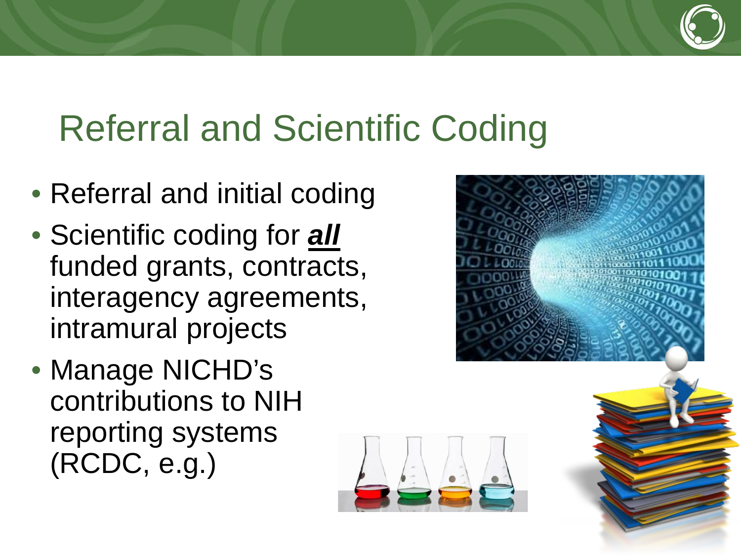# Referral and Scientific Coding

- Referral and initial coding
- Scientific coding for ***all*** funded grants, contracts, interagency agreements, intramural projects
- Manage NICHD's contributions to NIH reporting systems (RCDC, e.g.)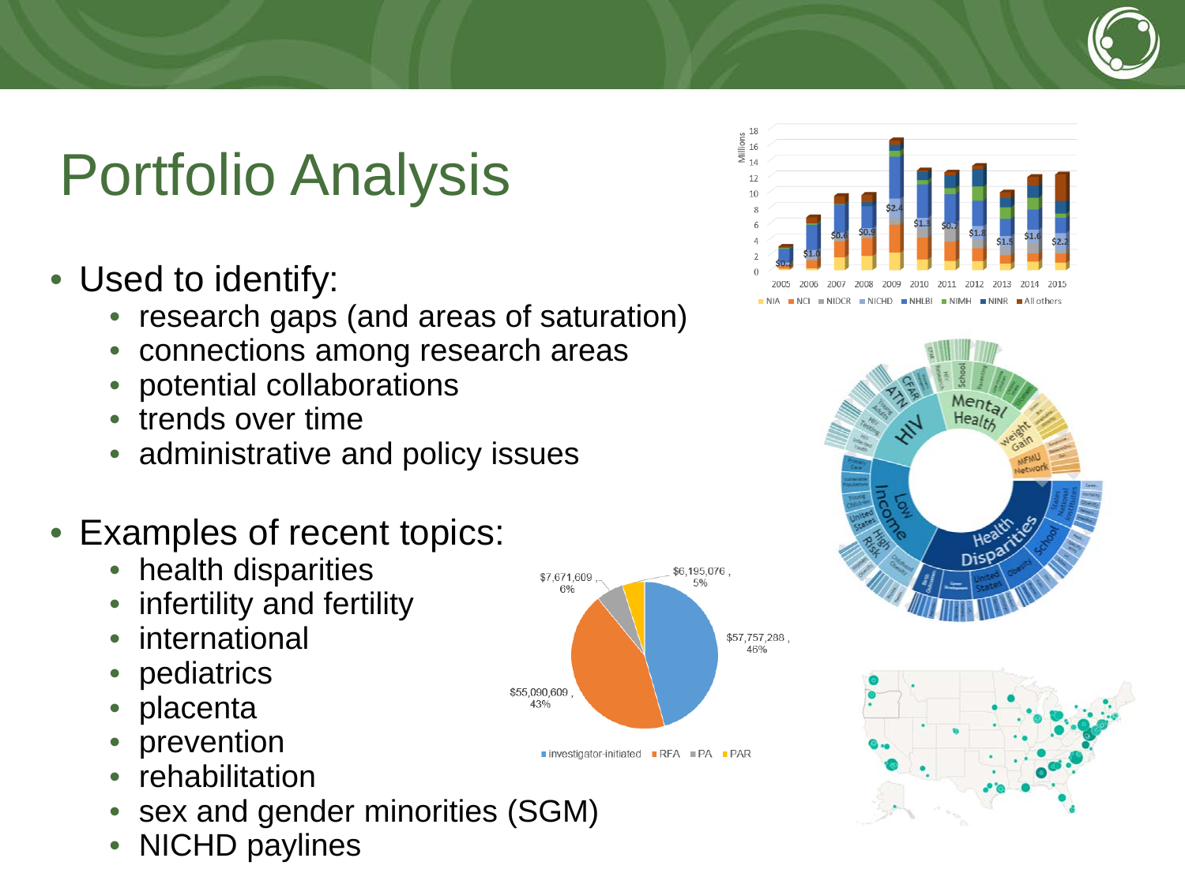# Portfolio Analysis

- Used to identify:
  - research gaps (and areas of saturation)
  - connections among research areas
  - potential collaborations
  - trends over time
  - administrative and policy issues
- Examples of recent topics:
  - health disparities
  - infertility and fertility
  - international
  - pediatrics
  - placenta
  - prevention
  - rehabilitation
  - sex and gender minorities (SGM)
  - NICHD paylines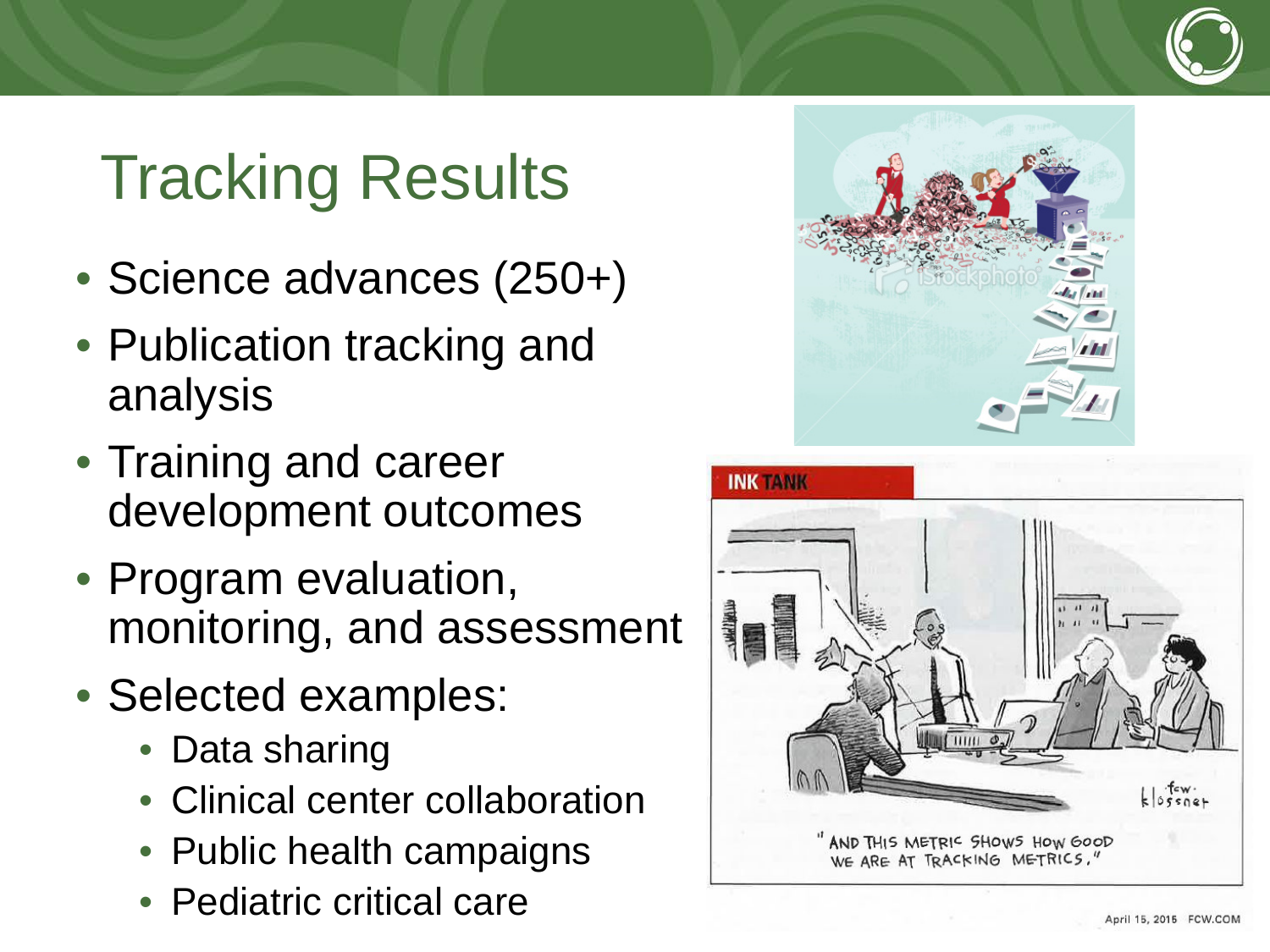# Tracking Results

- Science advances (250+)
- Publication tracking and analysis
- Training and career development outcomes
- Program evaluation, monitoring, and assessment
- Selected examples:
  - Data sharing
  - Clinical center collaboration
  - Public health campaigns
  - Pediatric critical care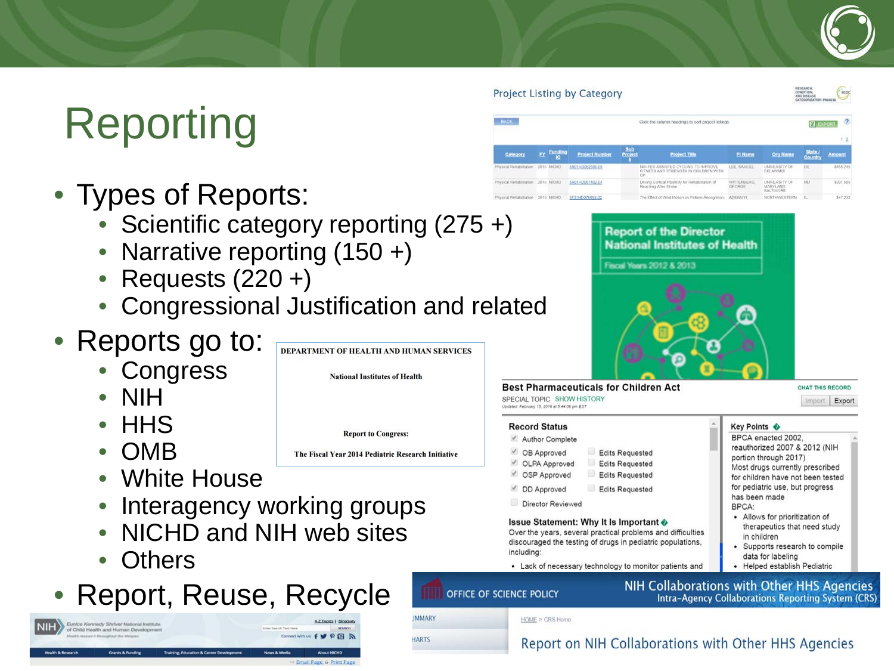# Reporting

- Types of Reports:
  - Scientific category reporting (275 +)
  - Narrative reporting (150 +)
  - Requests (220 +)
  - Congressional Justification and related
- Reports go to:
  - Congress
  - NIH
  - HHS
  - OMB
  - White House
  - Interagency working groups
  - NICHD and NIH web sites
  - Others
- Report, Reuse, Recycle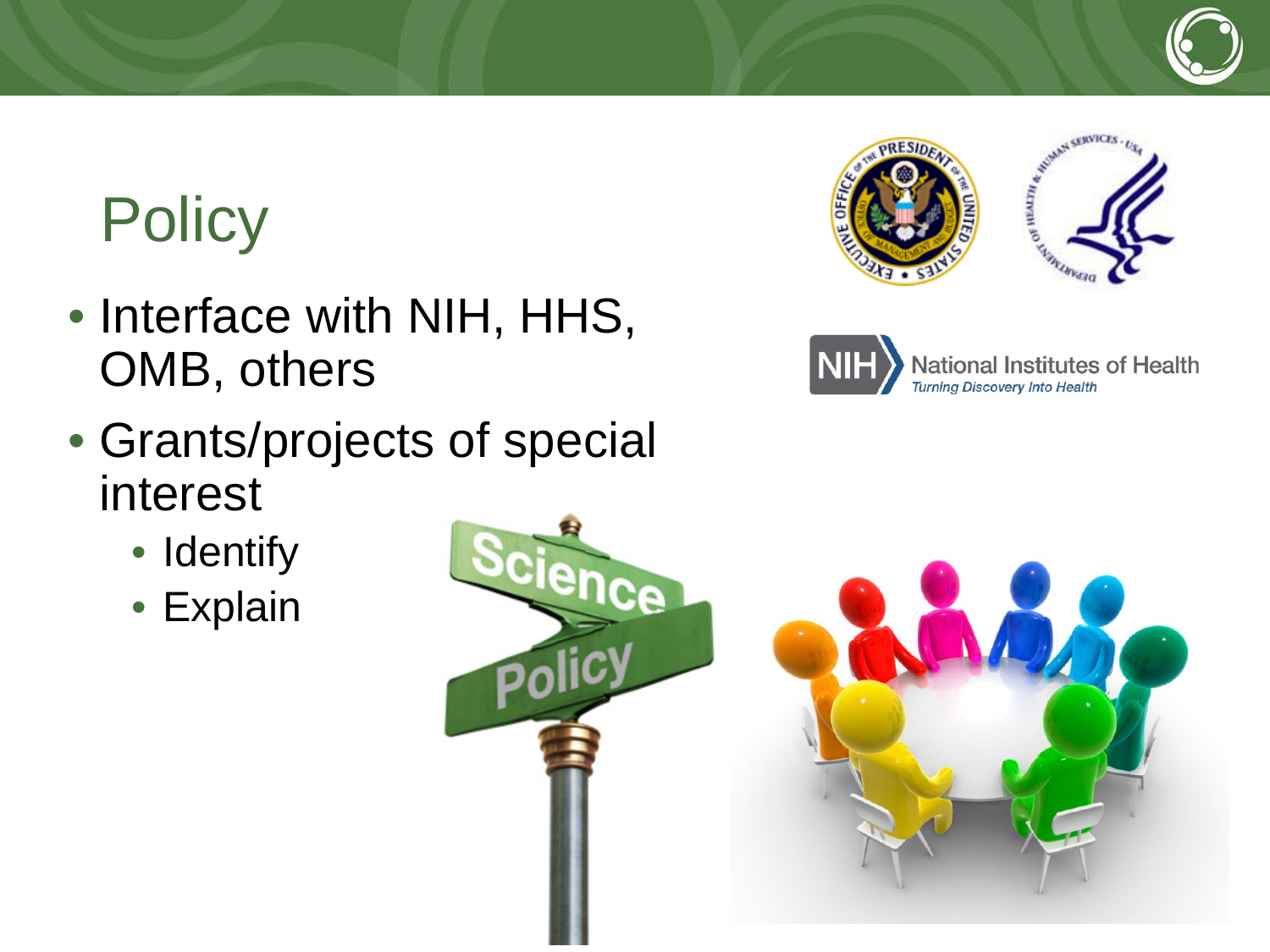# Policy

- Interface with NIH, HHS, OMB, others
- Grants/projects of special interest
  - Identify
  - Explain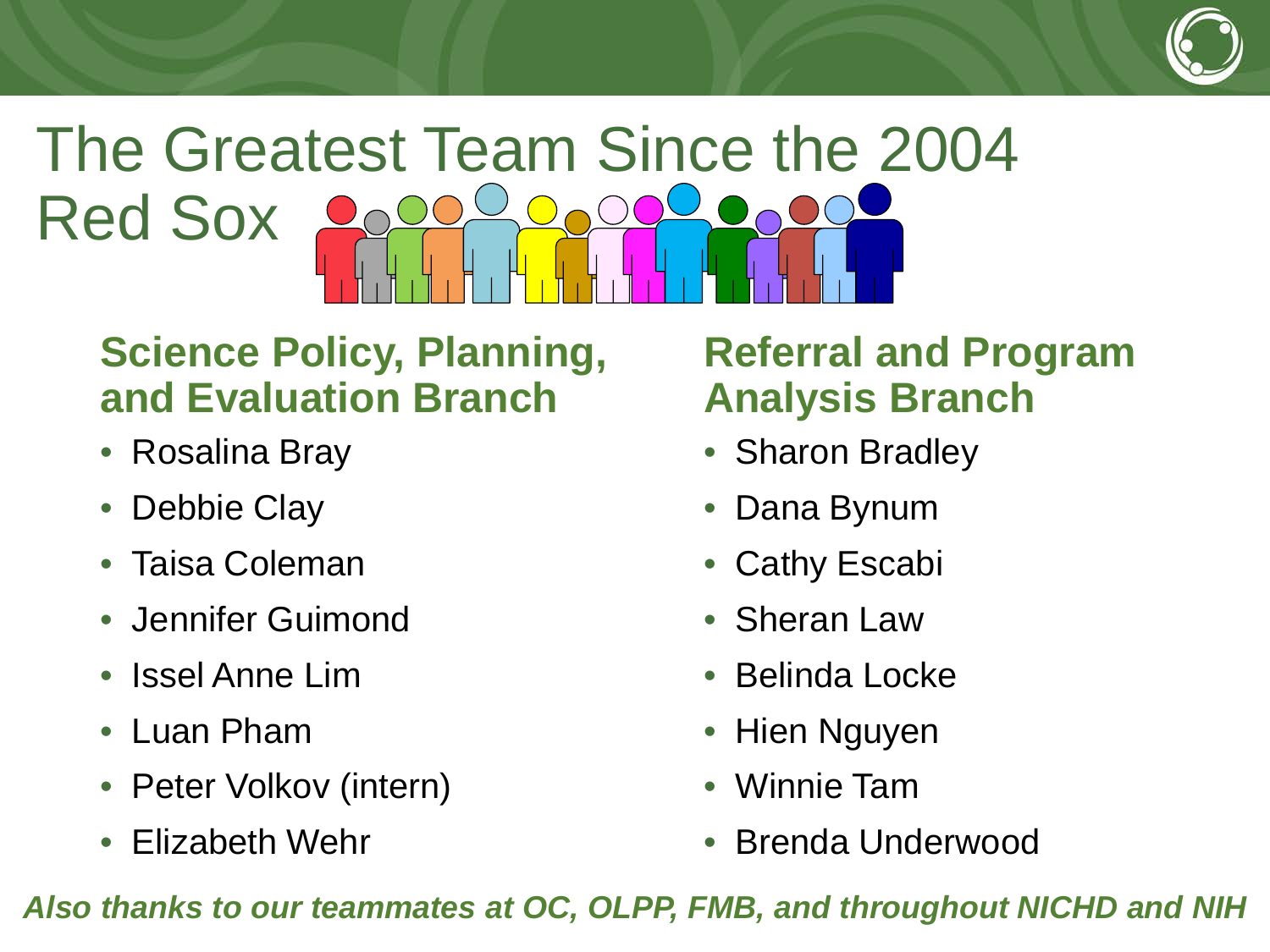# The Greatest Team Since the 2004 Red Sox

## Science Policy, Planning, and Evaluation Branch

- Rosalina Bray
- Debbie Clay
- Taisa Coleman
- Jennifer Guimond
- Issel Anne Lim
- Luan Pham
- Peter Volkov (intern)
- Elizabeth Wehr

## Referral and Program Analysis Branch

- Sharon Bradley
- Dana Bynum
- Cathy Escabi
- Sheran Law
- Belinda Locke
- Hien Nguyen
- Winnie Tam
- Brenda Underwood

***Also thanks to our teammates at OC, OLPP, FMB, and throughout NICHD and NIH***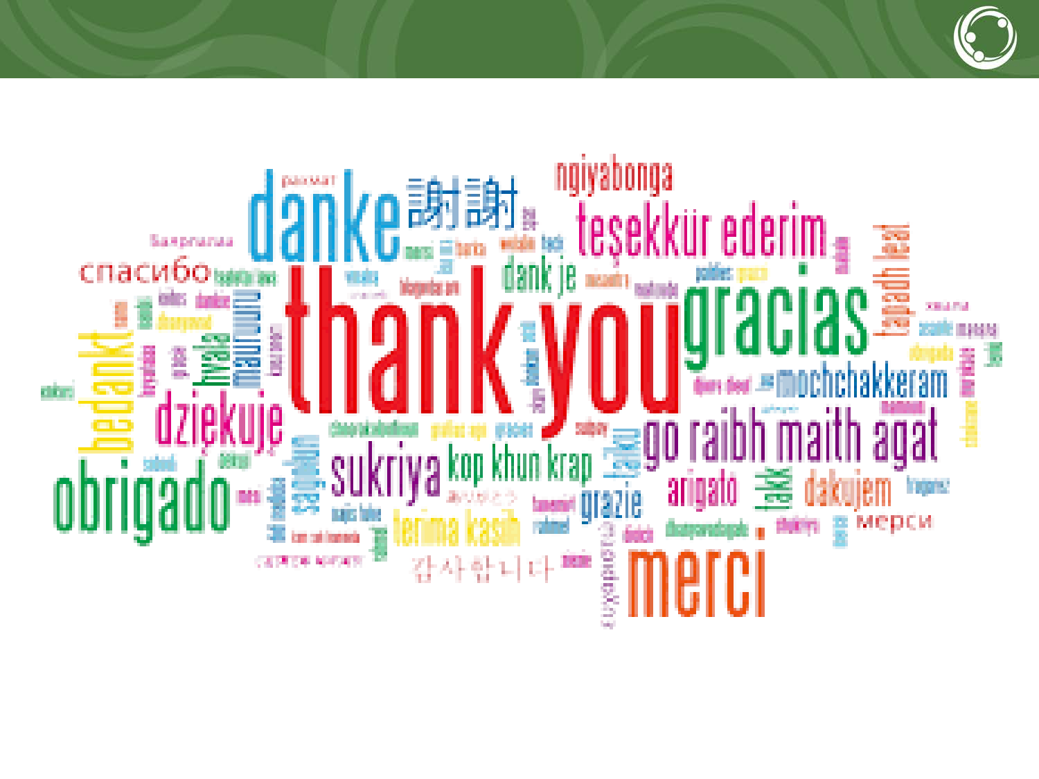thank you

danke

謝謝

ngiyabonga

teşekkür ederim

спасибо

dank je

gracias

tapadh leat

mochchakkeram

bedankt

dziękuje

hvala

go raibh maith agat

sukriya

kop khun krap

obrigado

arigato

takk

dakujem

grazie

terima kasih

мерси

감사합니다

merci